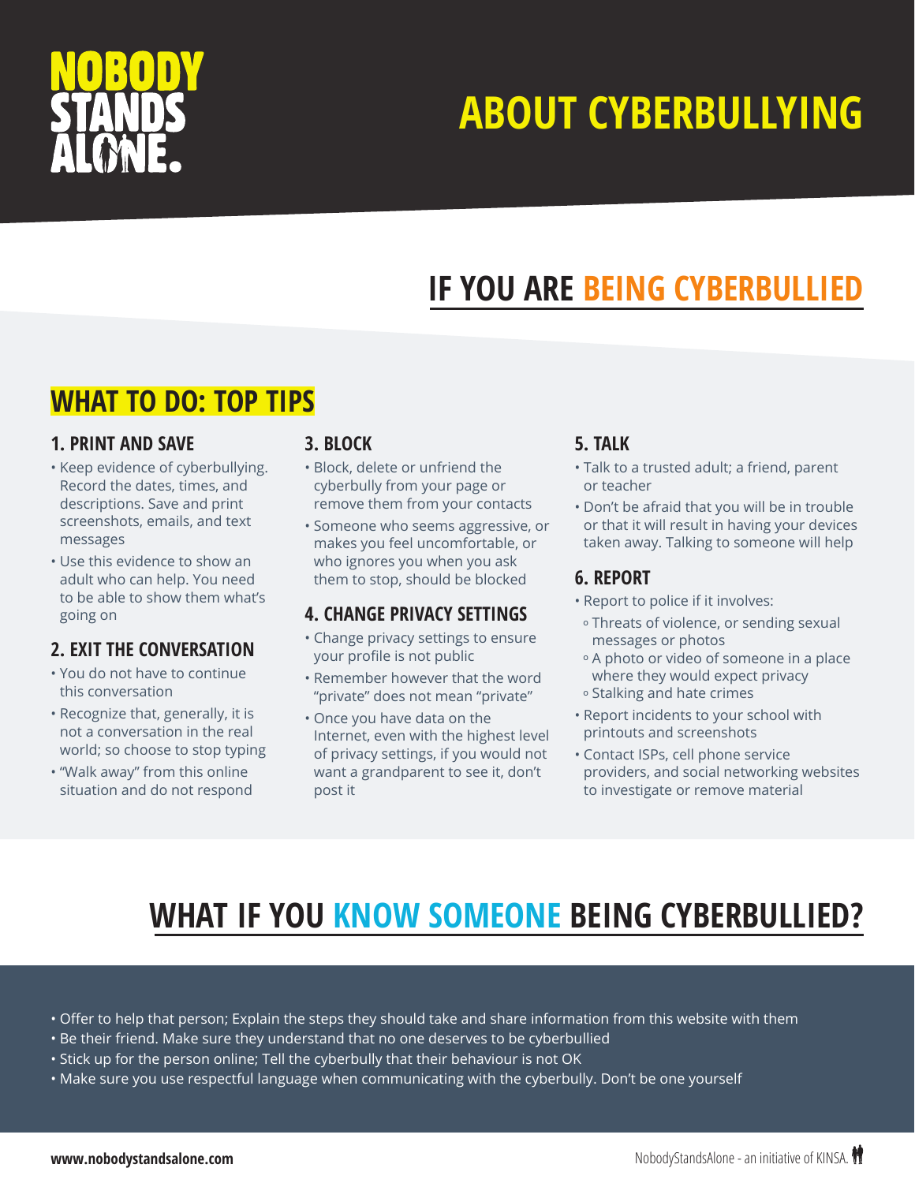NOBODY STANDS ALONE.

# ABOUT CYBERBULLYING

## IF YOU ARE BEING CYBERBULLIED

### WHAT TO DO: TOP TIPS

#### 1. PRINT AND SAVE

- Keep evidence of cyberbullying. Record the dates, times, and descriptions. Save and print screenshots, emails, and text messages
- Use this evidence to show an adult who can help. You need to be able to show them what's going on

#### 2. EXIT THE CONVERSATION

- You do not have to continue this conversation
- Recognize that, generally, it is not a conversation in the real world; so choose to stop typing
- "Walk away" from this online situation and do not respond

#### 3. BLOCK

- Block, delete or unfriend the cyberbully from your page or remove them from your contacts
- Someone who seems aggressive, or makes you feel uncomfortable, or who ignores you when you ask them to stop, should be blocked

#### 4. CHANGE PRIVACY SETTINGS

- Change privacy settings to ensure your profile is not public
- Remember however that the word "private" does not mean "private"
- Once you have data on the Internet, even with the highest level of privacy settings, if you would not want a grandparent to see it, don't post it

#### 5. TALK

- Talk to a trusted adult; a friend, parent or teacher
- Don't be afraid that you will be in trouble or that it will result in having your devices taken away. Talking to someone will help

#### 6. REPORT

- Report to police if it involves:
  - Threats of violence, or sending sexual messages or photos
  - A photo or video of someone in a place where they would expect privacy
  - Stalking and hate crimes
- Report incidents to your school with printouts and screenshots
- Contact ISPs, cell phone service providers, and social networking websites to investigate or remove material

## WHAT IF YOU KNOW SOMEONE BEING CYBERBULLIED?

- Offer to help that person; Explain the steps they should take and share information from this website with them
- Be their friend. Make sure they understand that no one deserves to be cyberbullied
- Stick up for the person online; Tell the cyberbully that their behaviour is not OK
- Make sure you use respectful language when communicating with the cyberbully. Don't be one yourself

**www.nobodystandsalone.com**

NobodyStandsAlone - an initiative of KINSA.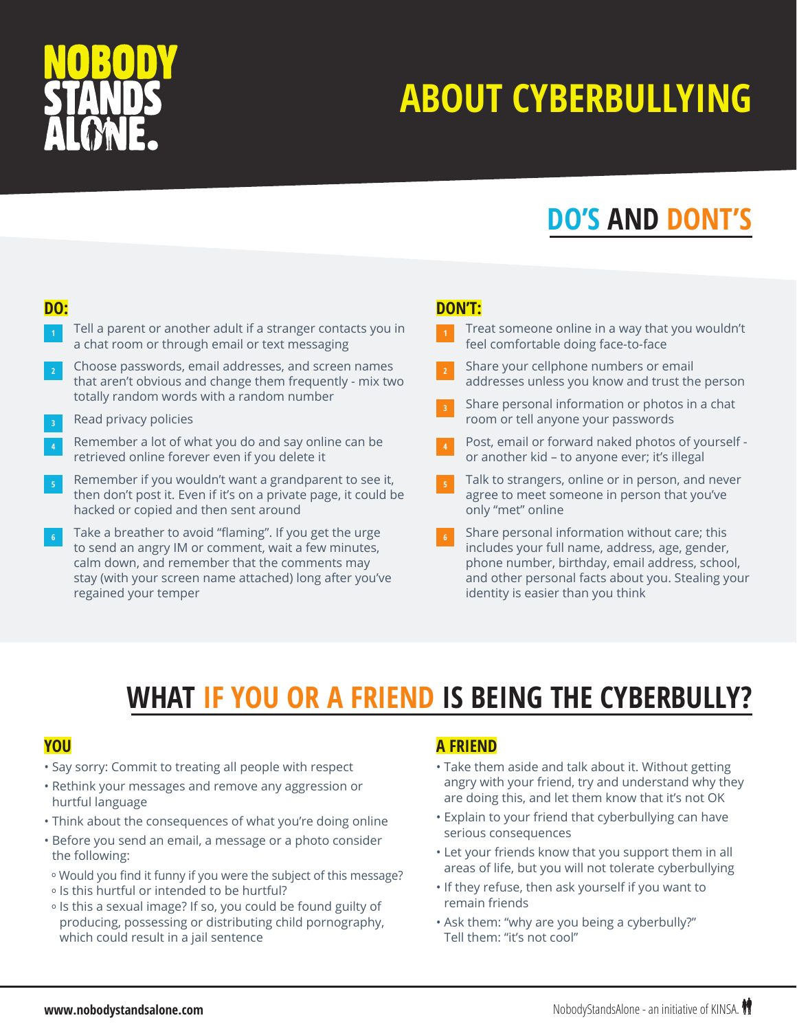NOBODY STANDS ALONE.

# ABOUT CYBERBULLYING

## DO'S AND DONT'S

### DO:

1. Tell a parent or another adult if a stranger contacts you in a chat room or through email or text messaging
2. Choose passwords, email addresses, and screen names that aren't obvious and change them frequently - mix two totally random words with a random number
3. Read privacy policies
4. Remember a lot of what you do and say online can be retrieved online forever even if you delete it
5. Remember if you wouldn't want a grandparent to see it, then don't post it. Even if it's on a private page, it could be hacked or copied and then sent around
6. Take a breather to avoid "flaming". If you get the urge to send an angry IM or comment, wait a few minutes, calm down, and remember that the comments may stay (with your screen name attached) long after you've regained your temper

### DON'T:

1. Treat someone online in a way that you wouldn't feel comfortable doing face-to-face
2. Share your cellphone numbers or email addresses unless you know and trust the person
3. Share personal information or photos in a chat room or tell anyone your passwords
4. Post, email or forward naked photos of yourself - or another kid – to anyone ever; it's illegal
5. Talk to strangers, online or in person, and never agree to meet someone in person that you've only "met" online
6. Share personal information without care; this includes your full name, address, age, gender, phone number, birthday, email address, school, and other personal facts about you. Stealing your identity is easier than you think

## WHAT IF YOU OR A FRIEND IS BEING THE CYBERBULLY?

### YOU

- Say sorry: Commit to treating all people with respect
- Rethink your messages and remove any aggression or hurtful language
- Think about the consequences of what you're doing online
- Before you send an email, a message or a photo consider the following:
  - Would you find it funny if you were the subject of this message?
  - Is this hurtful or intended to be hurtful?
  - Is this a sexual image? If so, you could be found guilty of producing, possessing or distributing child pornography, which could result in a jail sentence

### A FRIEND

- Take them aside and talk about it. Without getting angry with your friend, try and understand why they are doing this, and let them know that it's not OK
- Explain to your friend that cyberbullying can have serious consequences
- Let your friends know that you support them in all areas of life, but you will not tolerate cyberbullying
- If they refuse, then ask yourself if you want to remain friends
- Ask them: "why are you being a cyberbully?" Tell them: "it's not cool"

**www.nobodystandsalone.com**

NobodyStandsAlone - an initiative of KINSA.